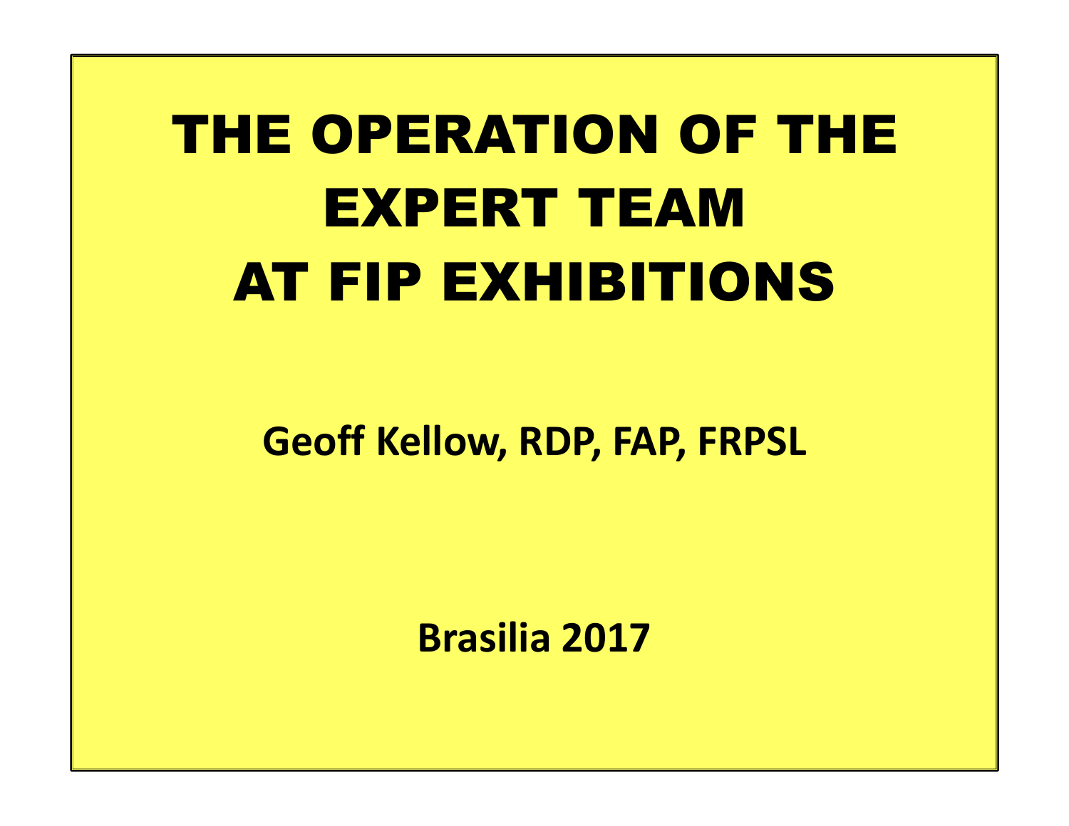# THE OPERATION OF THE EXPERT TEAM AT FIP EXHIBITIONS

**Geoff Kellow, RDP, FAP, FRPSL**

**Brasilia 2017**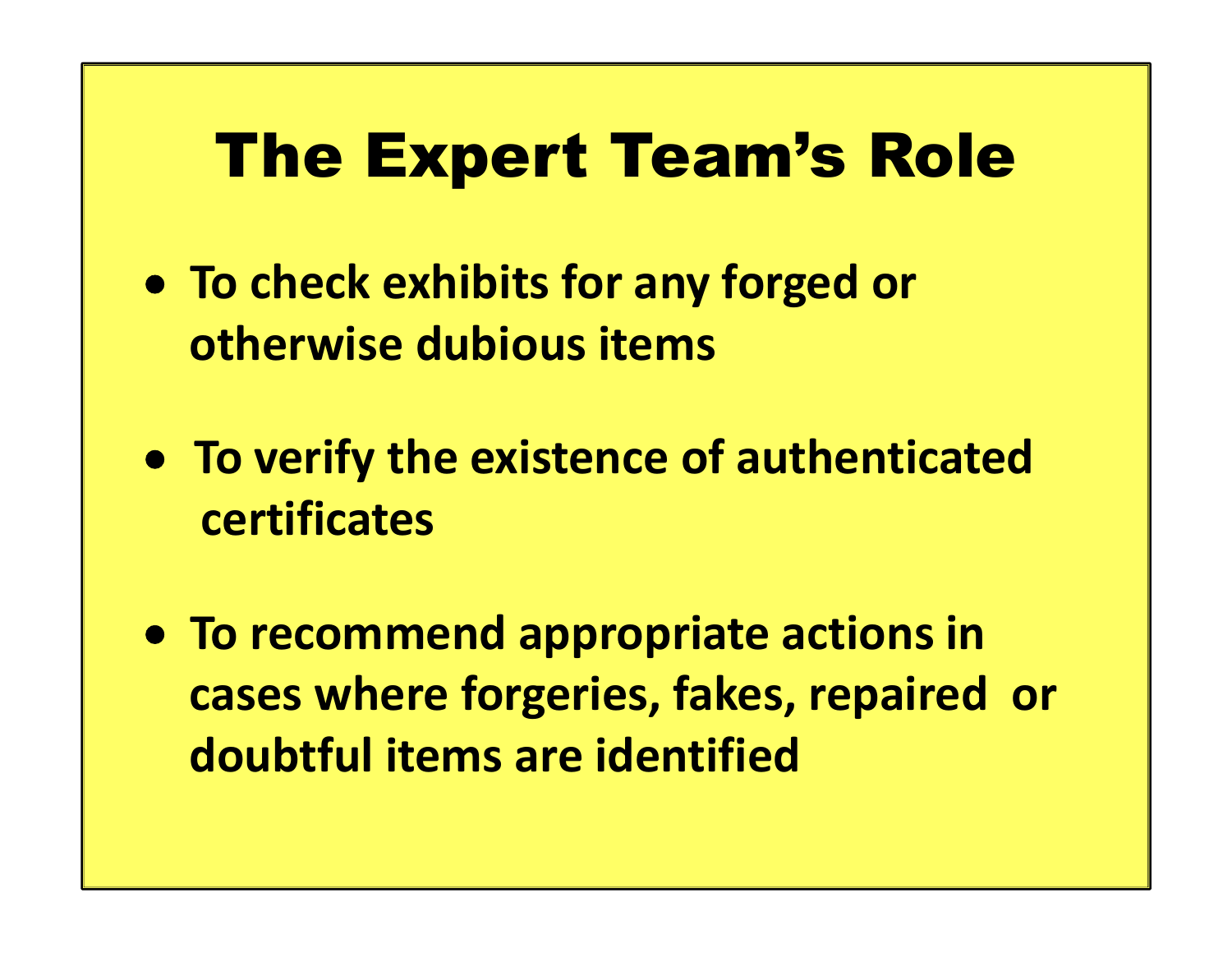# The Expert Team's Role

- **To check exhibits for any forged or otherwise dubious items**
- **To verify the existence of authenticated certificates**
- **To recommend appropriate actions in cases where forgeries, fakes, repaired or doubtful items are identified**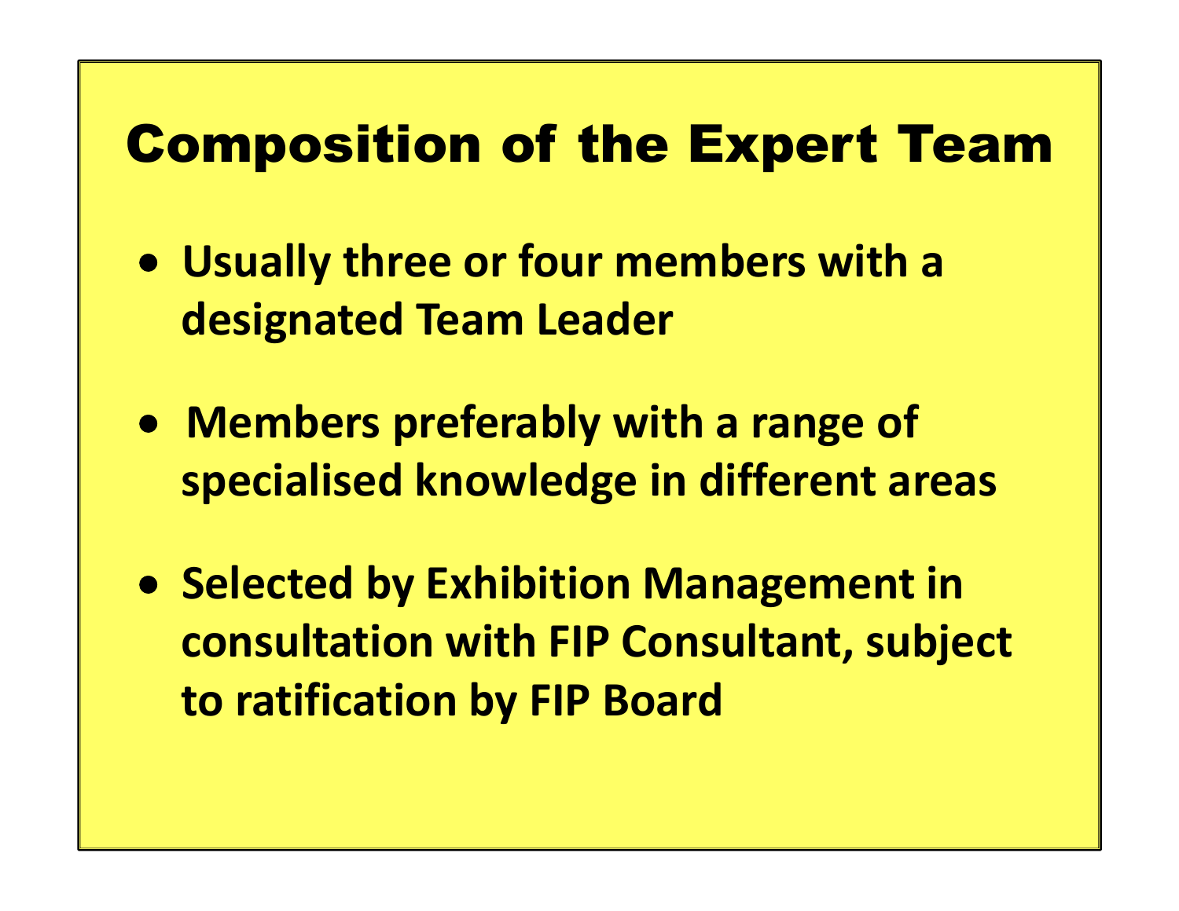# Composition of the Expert Team

- **Usually three or four members with a designated Team Leader**
- **Members preferably with a range of specialised knowledge in different areas**
- **Selected by Exhibition Management in consultation with FIP Consultant, subject to ratification by FIP Board**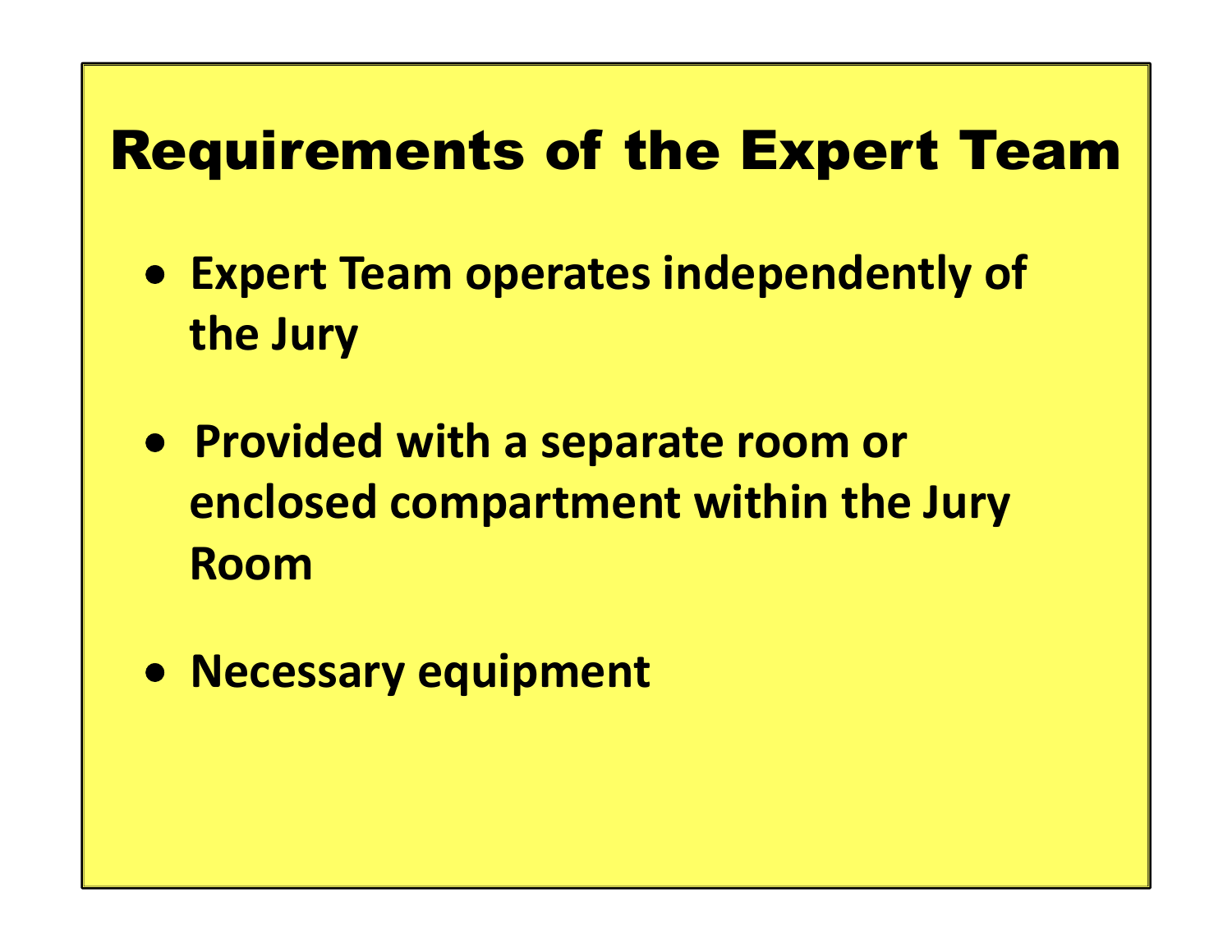# Requirements of the Expert Team

- **Expert Team operates independently of the Jury**
- **Provided with a separate room or enclosed compartment within the Jury Room**
- **Necessary equipment**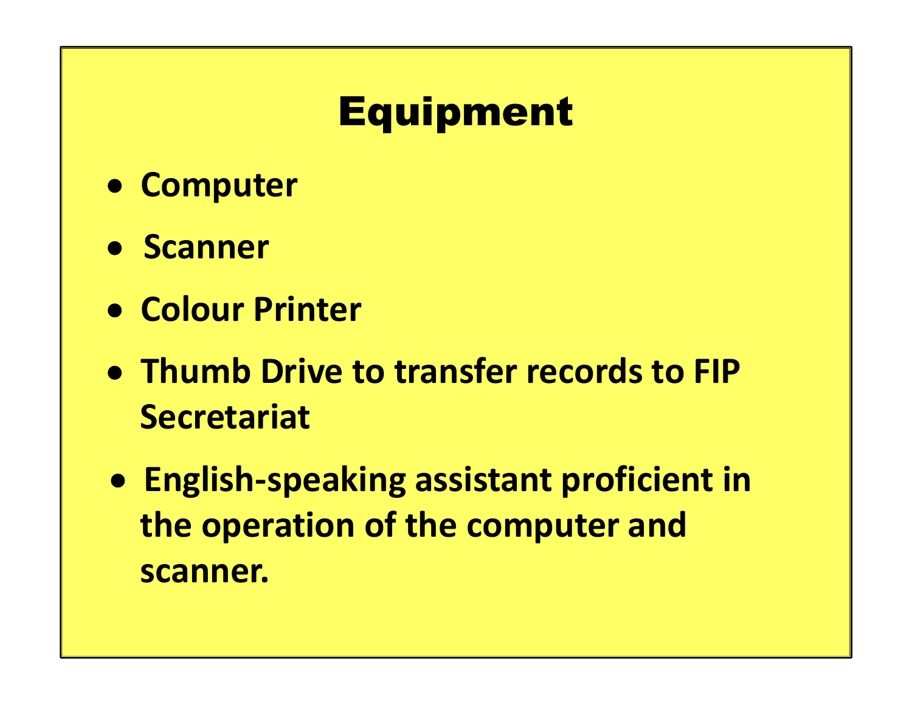# Equipment

- Computer
- Scanner
- Colour Printer
- Thumb Drive to transfer records to FIP Secretariat
- English-speaking assistant proficient in the operation of the computer and scanner.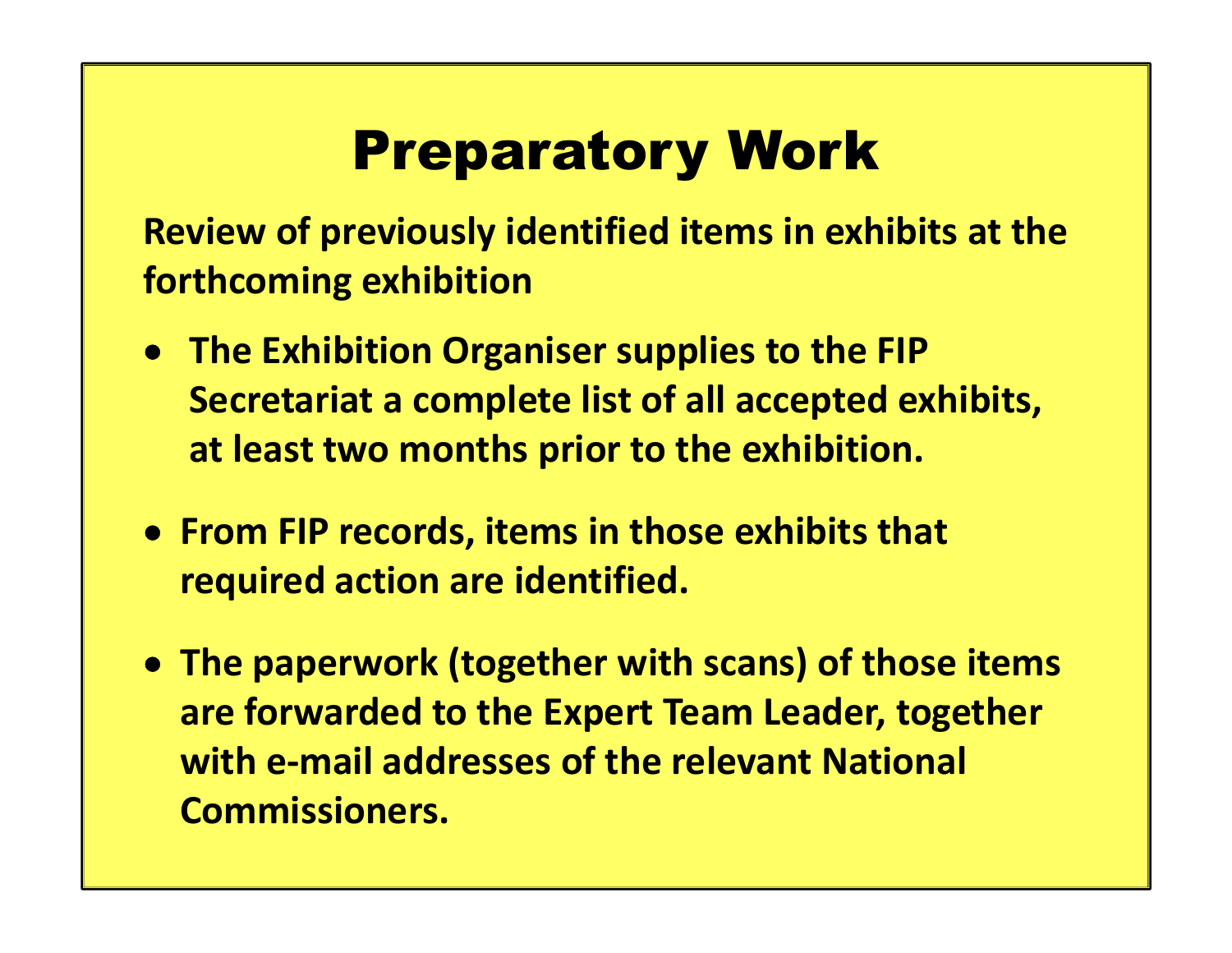# Preparatory Work

**Review of previously identified items in exhibits at the forthcoming exhibition**

- **The Exhibition Organiser supplies to the FIP Secretariat a complete list of all accepted exhibits, at least two months prior to the exhibition.**
- **From FIP records, items in those exhibits that required action are identified.**
- **The paperwork (together with scans) of those items are forwarded to the Expert Team Leader, together with e-mail addresses of the relevant National Commissioners.**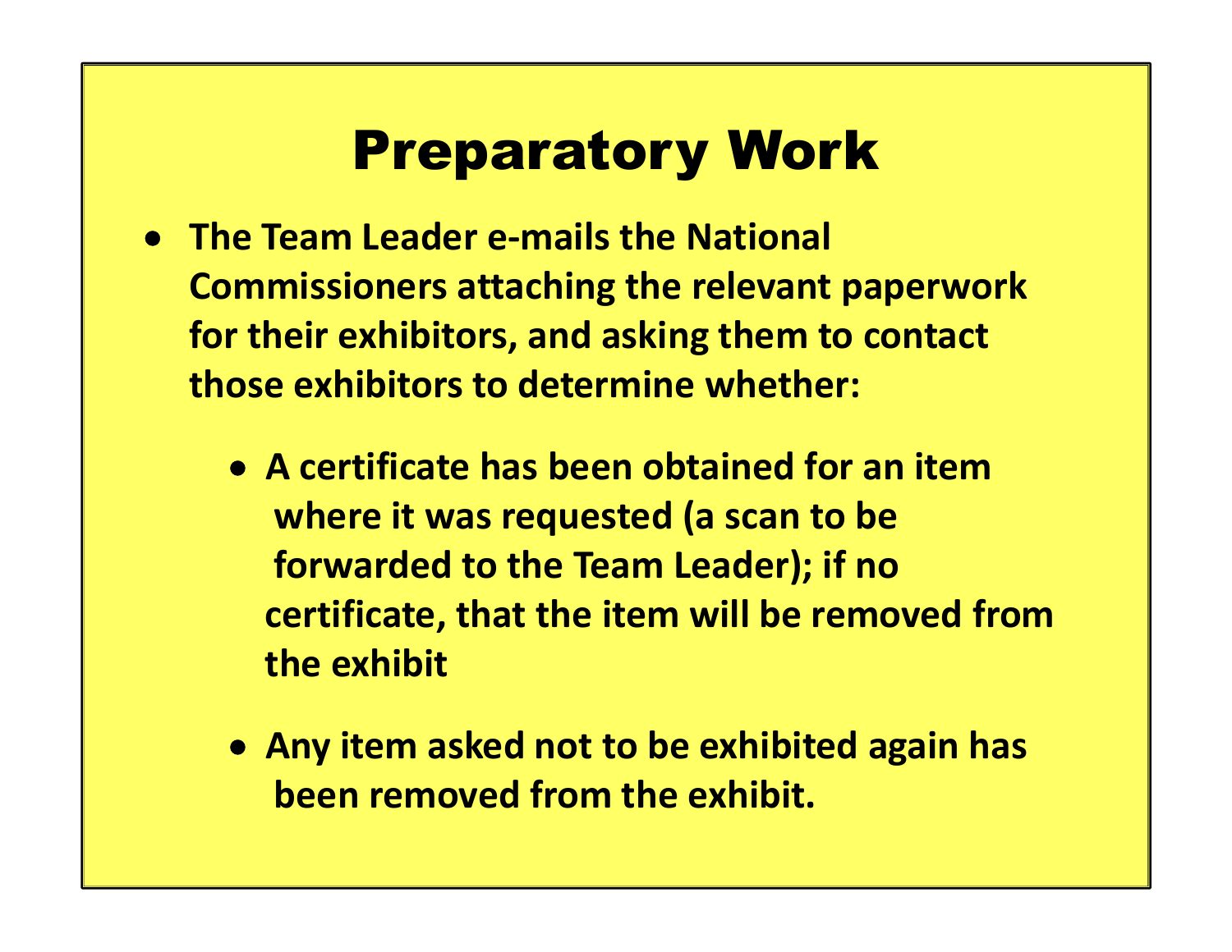# Preparatory Work

- **The Team Leader e-mails the National Commissioners attaching the relevant paperwork for their exhibitors, and asking them to contact those exhibitors to determine whether:**
  - **A certificate has been obtained for an item where it was requested (a scan to be forwarded to the Team Leader); if no certificate, that the item will be removed from the exhibit**
  - **Any item asked not to be exhibited again has been removed from the exhibit.**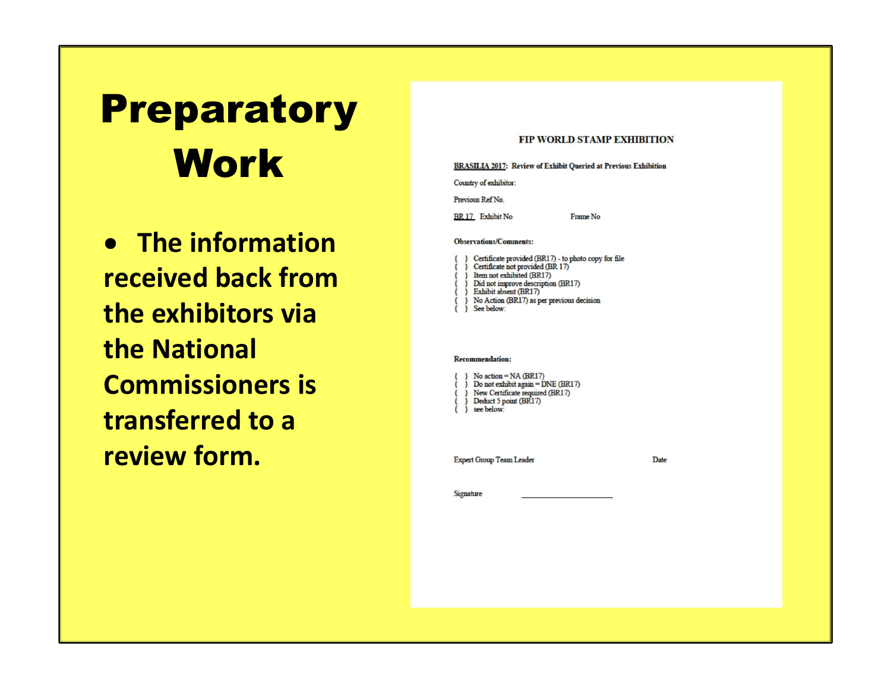# Preparatory Work

- The information received back from the exhibitors via the National Commissioners is transferred to a review form.

**FIP WORLD STAMP EXHIBITION**

**BRASILIA 2017: Review of Exhibit Queried at Previous Exhibition**

Country of exhibitor:

Previous Ref No.

BR 17 Exhibit No Frame No

**Observations/Comments:**

{ } Certificate provided (BR17) - to photo copy for file
{ } Certificate not provided (BR 17)
{ } Item not exhibited (BR17)
{ } Did not improve description (BR17)
{ } Exhibit absent (BR17)
{ } No Action (BR17) as per previous decision
{ } See below:

**Recommendation:**

{ } No action = NA (BR17)
{ } Do not exhibit again = DNE (BR17)
{ } New Certificate required (BR17)
{ } Deduct 5 point (BR17)
{ } see below:

Expert Group Team Leader Date

Signature ____________________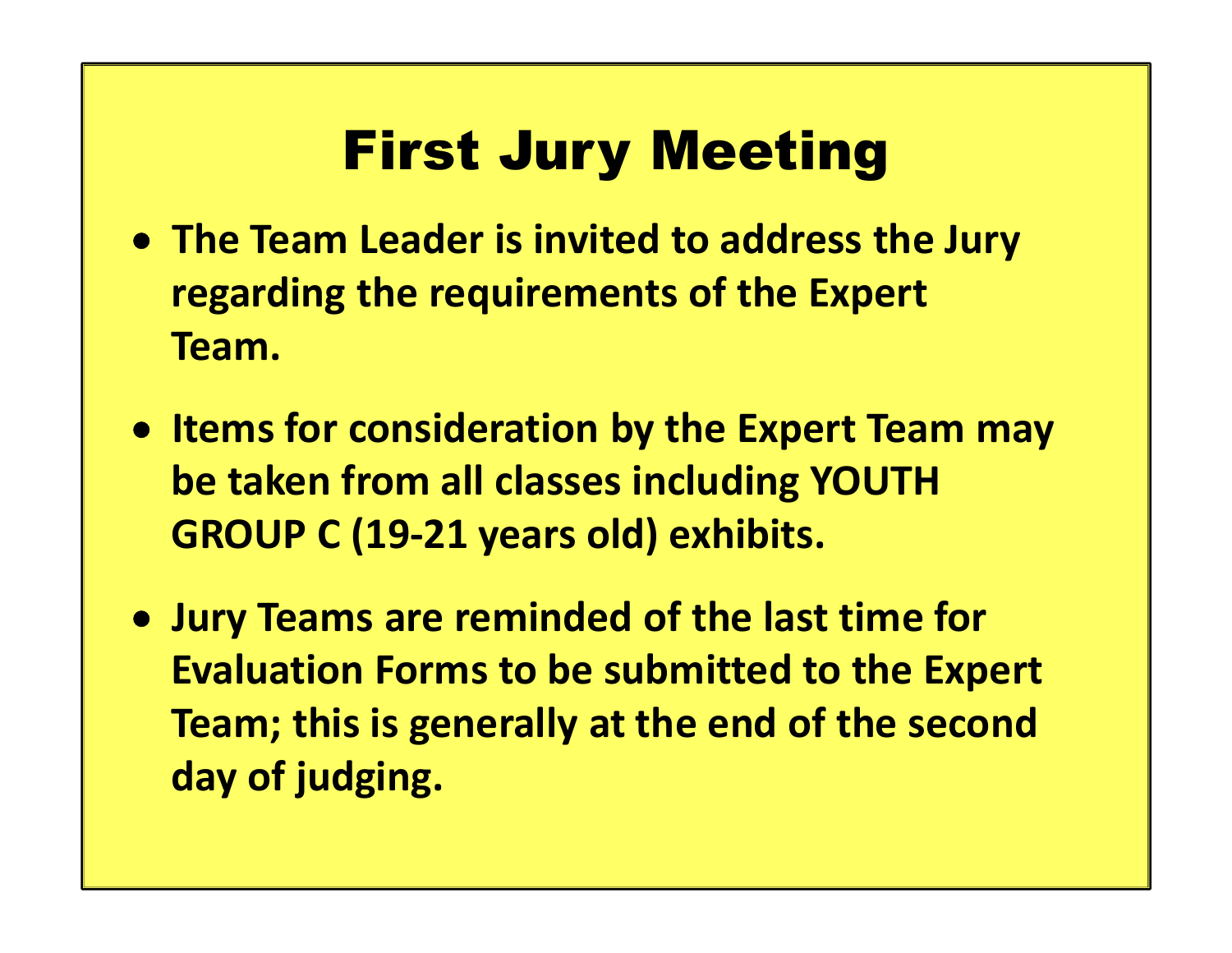# First Jury Meeting

- **The Team Leader is invited to address the Jury regarding the requirements of the Expert Team.**
- **Items for consideration by the Expert Team may be taken from all classes including YOUTH GROUP C (19-21 years old) exhibits.**
- **Jury Teams are reminded of the last time for Evaluation Forms to be submitted to the Expert Team; this is generally at the end of the second day of judging.**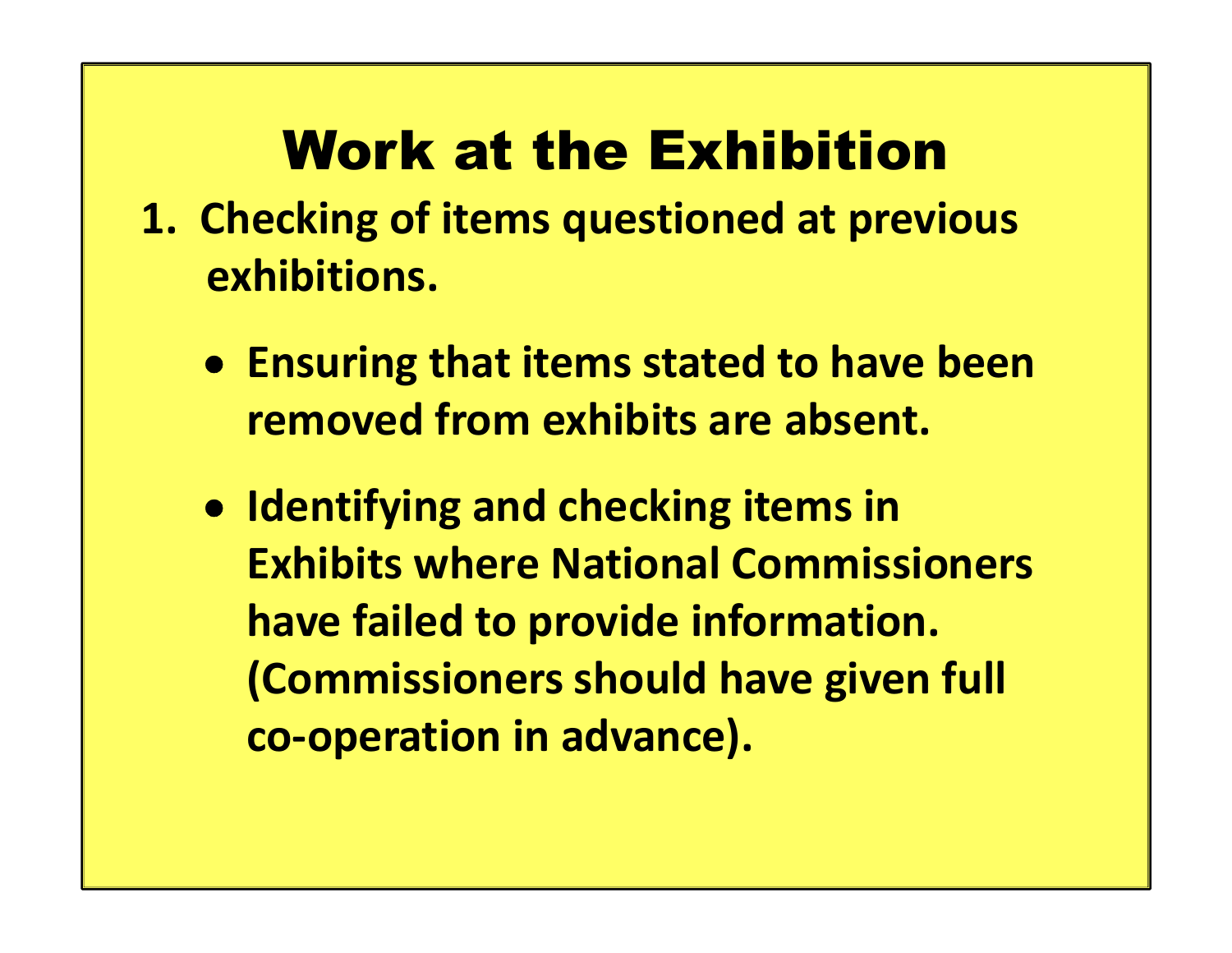# Work at the Exhibition

1. **Checking of items questioned at previous exhibitions.**

    - **Ensuring that items stated to have been removed from exhibits are absent.**

    - **Identifying and checking items in Exhibits where National Commissioners have failed to provide information. (Commissioners should have given full co-operation in advance).**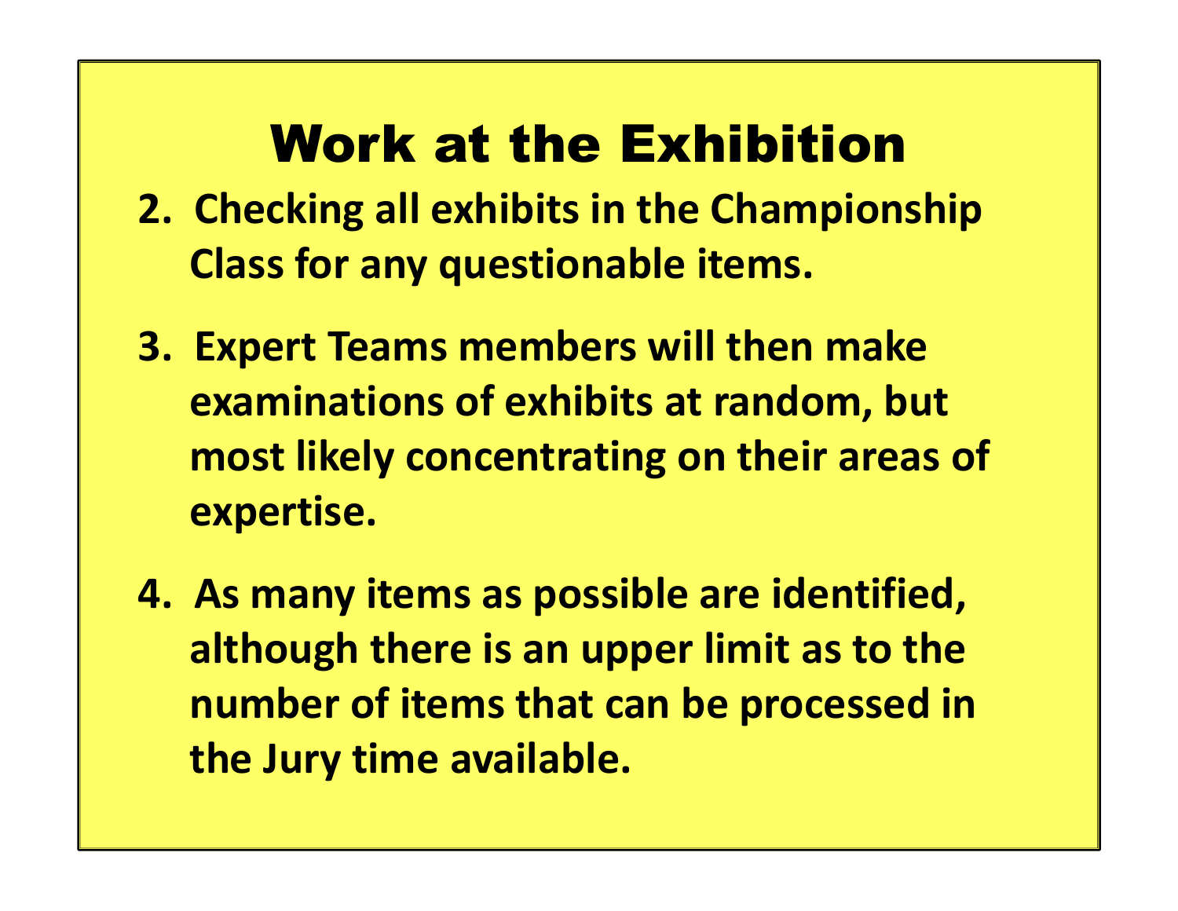# Work at the Exhibition

2. **Checking all exhibits in the Championship Class for any questionable items.**

3. **Expert Teams members will then make examinations of exhibits at random, but most likely concentrating on their areas of expertise.**

4. **As many items as possible are identified, although there is an upper limit as to the number of items that can be processed in the Jury time available.**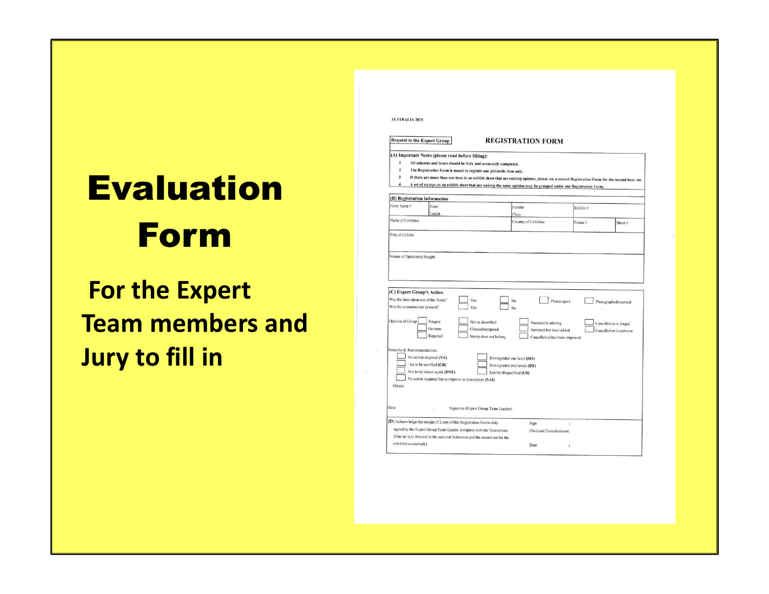# Evaluation Form

**For the Expert Team members and Jury to fill in**

AUSTRALIA 2013

Request to the Expert Group

## REGISTRATION FORM

**(A) Important Notes (please read before filling):**

1. All columns and boxes should be fully and accurately completed.
2. The Registration Form is meant to register one philatelic item only.
3. If there are more than one item in an exhibit sheet that are seeking opinion, please use a second Registration Form for the second item, etc
4. A set of stamps on an exhibit sheet that are seeking the same opinion may be grouped under one Registration Form.

**(B) Registration Information**

| From Team # | Team Leader | Exhibit Class | Exhibit # | |
|---|---|---|---|---|
| Name of Exhibitor | | Country of Exhibitor | Frame # | Sheet # |
| Title of Exhibit | | | | |
| Nature of Opinion(s) Sought: | | | | |

**(C) Expert Group's Action**

Was the item taken out of the frame? ☐ Yes ☐ No ☐ Photocopied ☐ Photographed/scanned

Was the commissioner present? ☐ Yes ☐ No

Opinion of Group: ☐ Forgery ☐ Genuine ☐ Repaired ☐ Not as described ☐ Cleaned/tempered ☐ Stamp does not belong ☐ Stamp(s) is missing ☐ Stamp(s) has been added ☐ Cancellation has been improved ☐ Cancellation is forged ☐ Cancellation is redrawn

Remarks & Recommendations:

☐ No action required (NA)
☐ has to be certified (CR)
☐ Not to be shown again (DNE)
☐ No action required but to improve in description (NAI)
☐ Downgraded one level (DO)
☐ Downgraded two levels (DT)
☐ Exhibit disqualified (ED)

Others:

Date Signature (Expert Group Team Leader):

(D) Acknowledge the receipt of 2 sets of this Registration Forms duly signed by the Expert Group Team Leader, complete with the illustrations. (One set is to forward to the national federation and the second set for the exhibitor concerned.)

Sign :
(National Commissioner)

Date :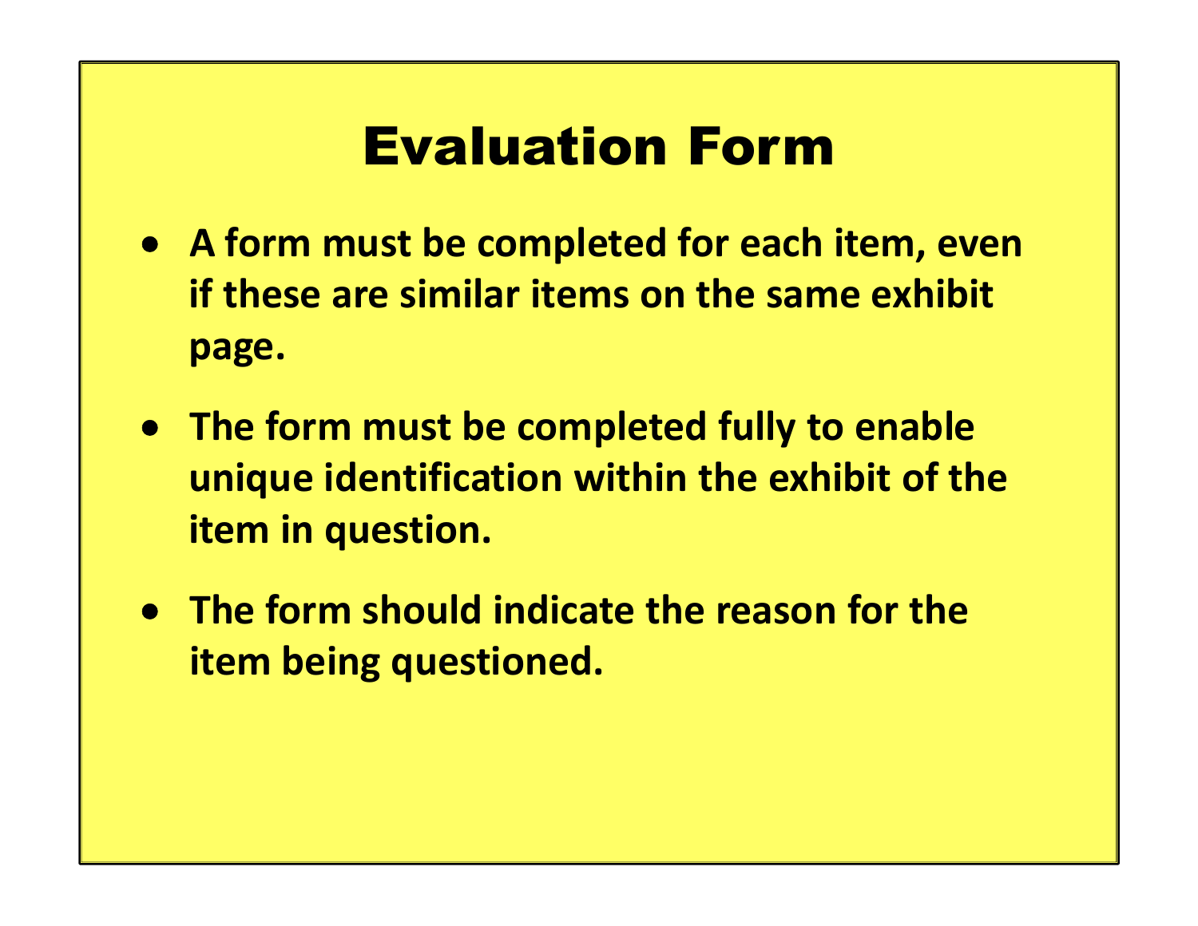# Evaluation Form

- **A form must be completed for each item, even if these are similar items on the same exhibit page.**
- **The form must be completed fully to enable unique identification within the exhibit of the item in question.**
- **The form should indicate the reason for the item being questioned.**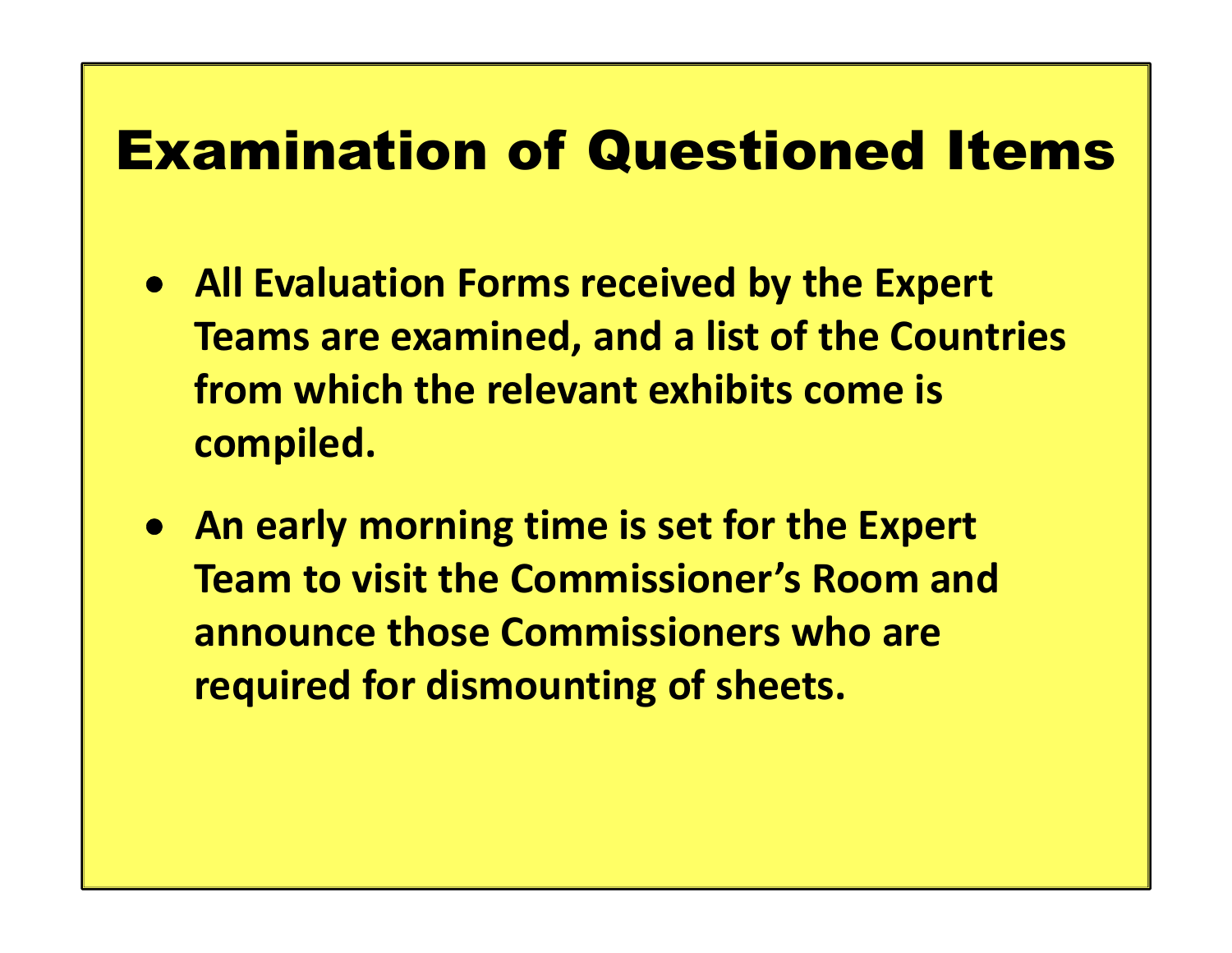# Examination of Questioned Items

- **All Evaluation Forms received by the Expert Teams are examined, and a list of the Countries from which the relevant exhibits come is compiled.**
- **An early morning time is set for the Expert Team to visit the Commissioner's Room and announce those Commissioners who are required for dismounting of sheets.**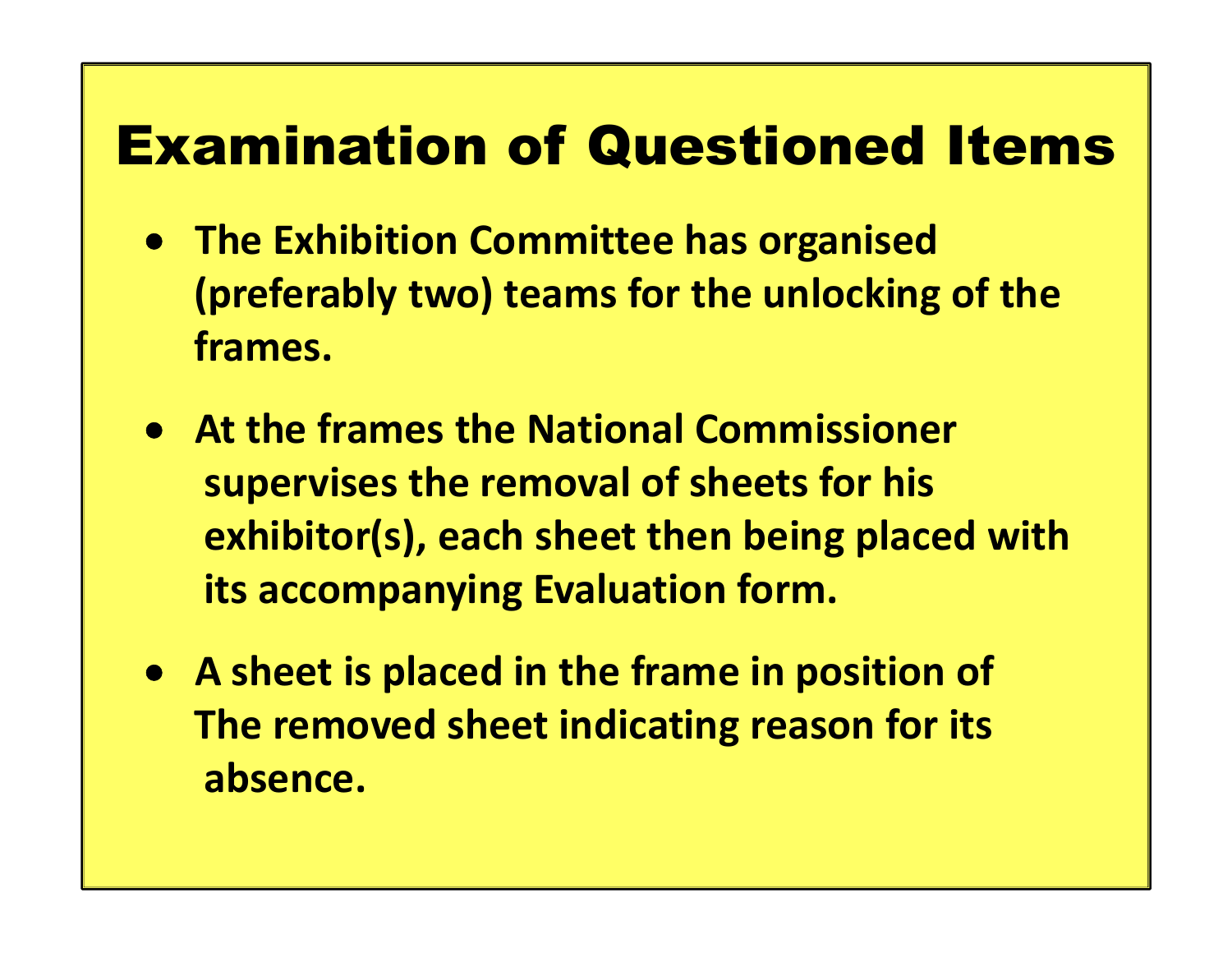# Examination of Questioned Items

- **The Exhibition Committee has organised (preferably two) teams for the unlocking of the frames.**
- **At the frames the National Commissioner supervises the removal of sheets for his exhibitor(s), each sheet then being placed with its accompanying Evaluation form.**
- **A sheet is placed in the frame in position of The removed sheet indicating reason for its absence.**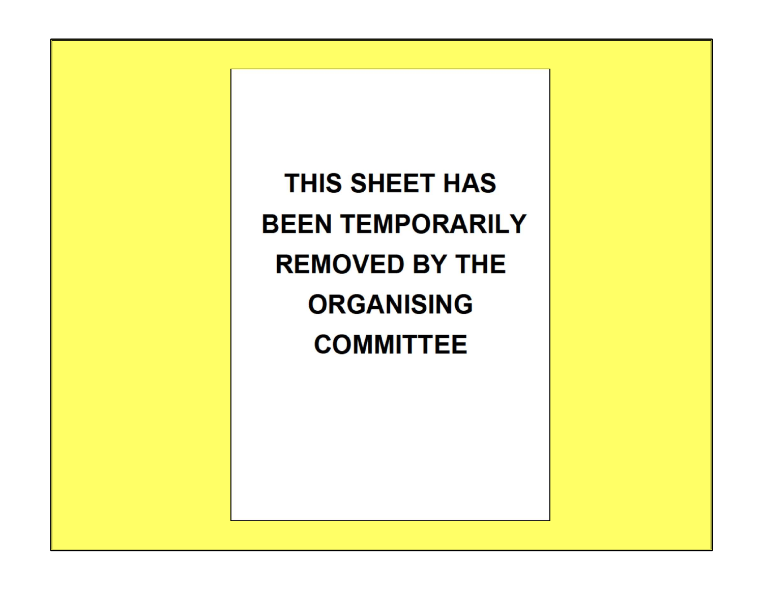**THIS SHEET HAS BEEN TEMPORARILY REMOVED BY THE ORGANISING COMMITTEE**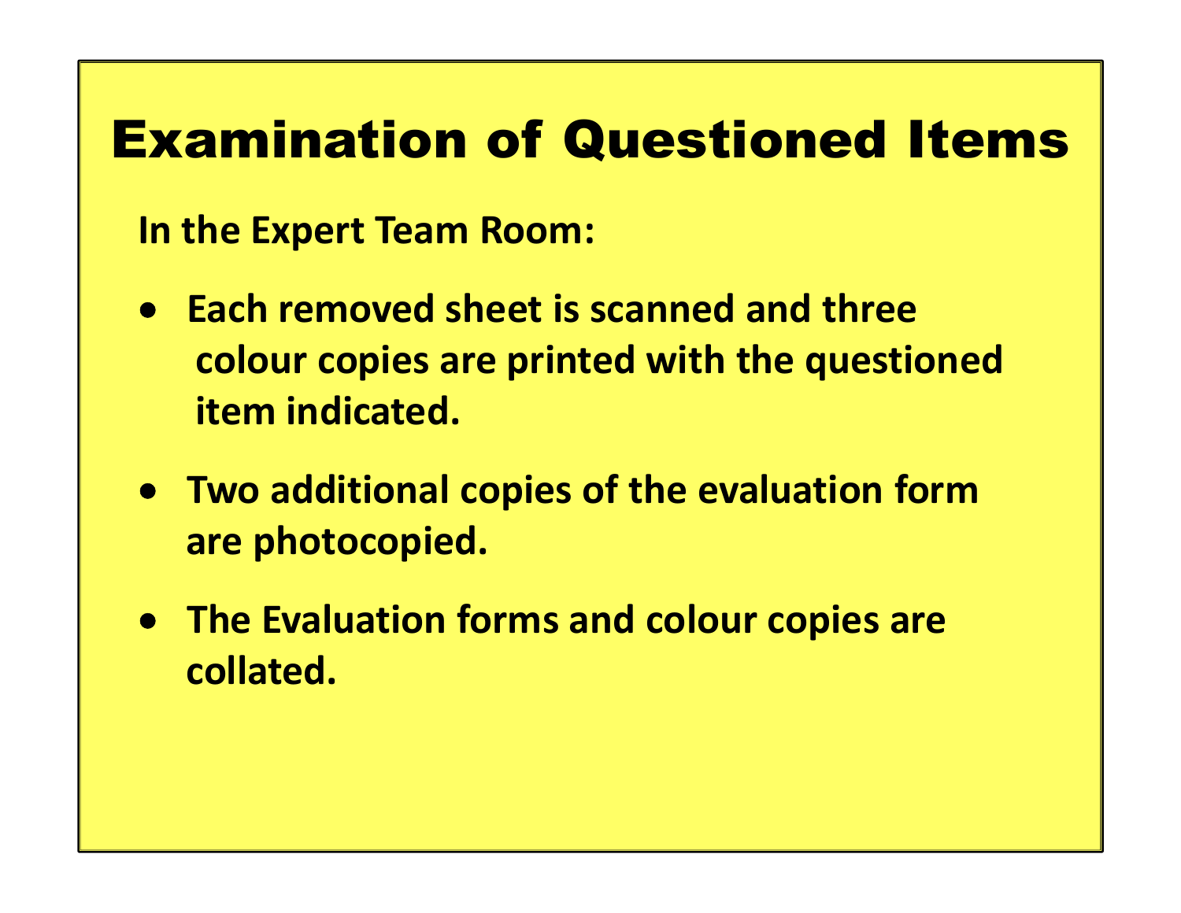# Examination of Questioned Items

**In the Expert Team Room:**

- **Each removed sheet is scanned and three colour copies are printed with the questioned item indicated.**
- **Two additional copies of the evaluation form are photocopied.**
- **The Evaluation forms and colour copies are collated.**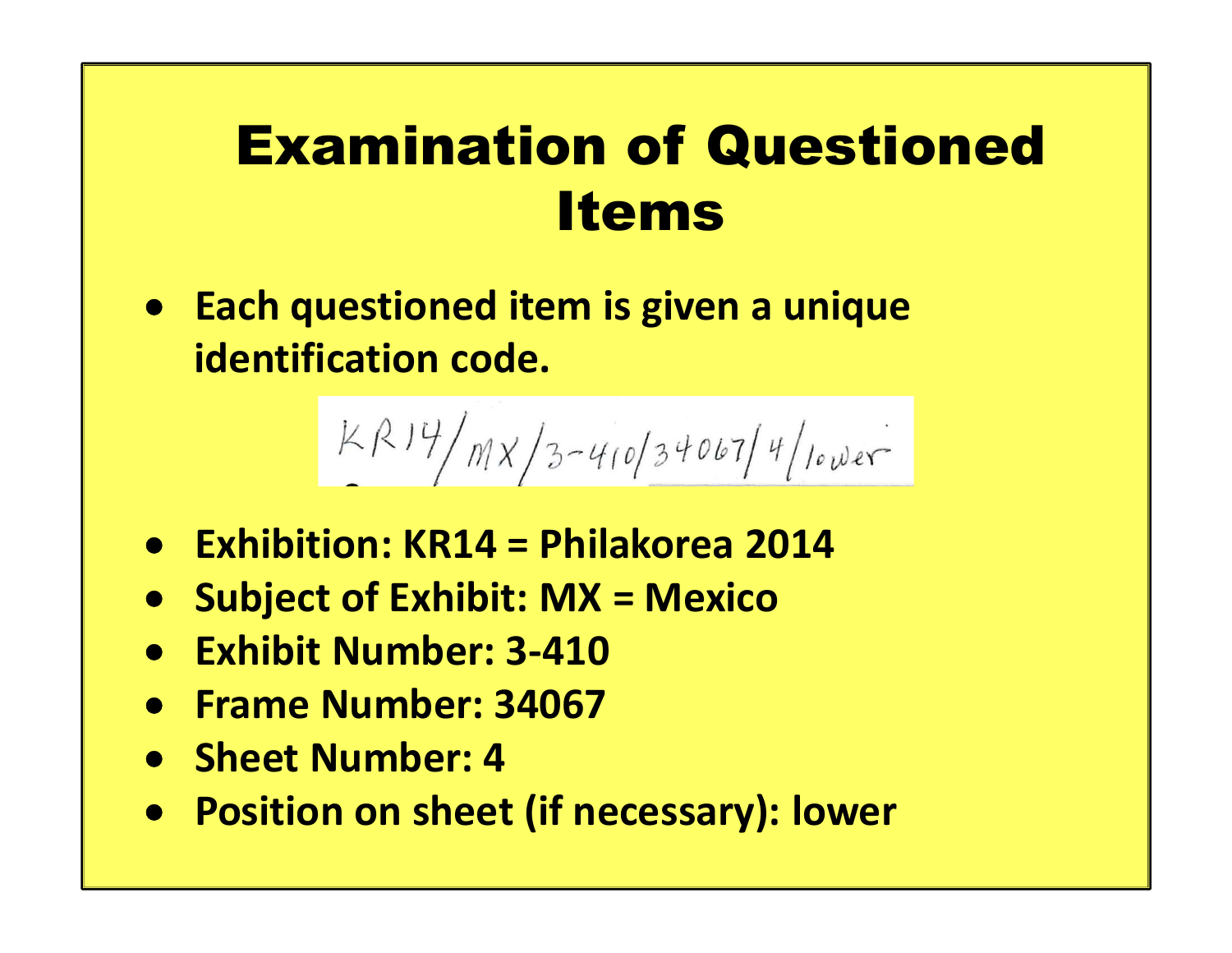# Examination of Questioned Items

- Each questioned item is given a unique identification code.

KR14/MX/3-410/34067/4/lower

- Exhibition: KR14 = Philakorea 2014
- Subject of Exhibit: MX = Mexico
- Exhibit Number: 3-410
- Frame Number: 34067
- Sheet Number: 4
- Position on sheet (if necessary): lower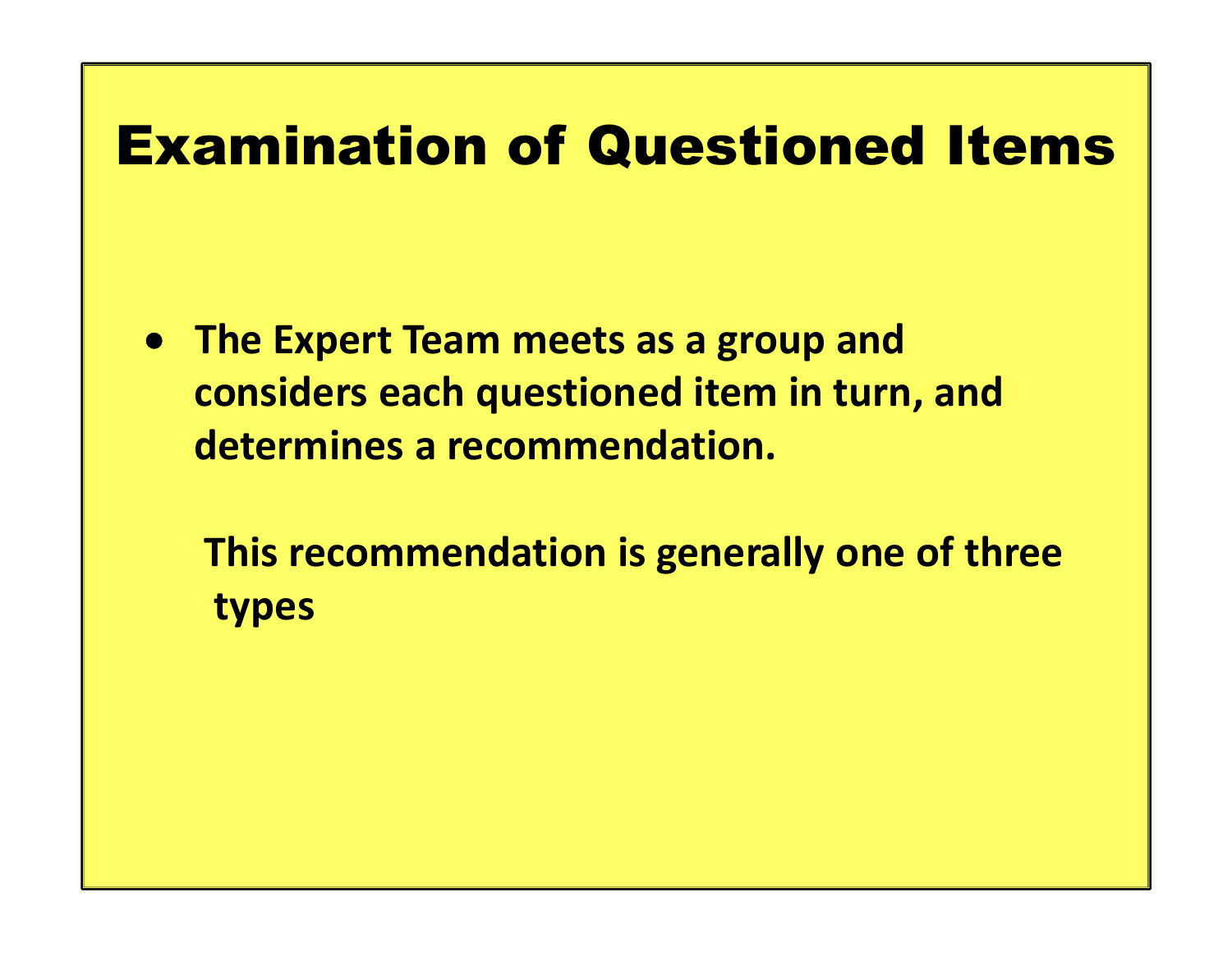# Examination of Questioned Items

- **The Expert Team meets as a group and considers each questioned item in turn, and determines a recommendation.**

  **This recommendation is generally one of three types**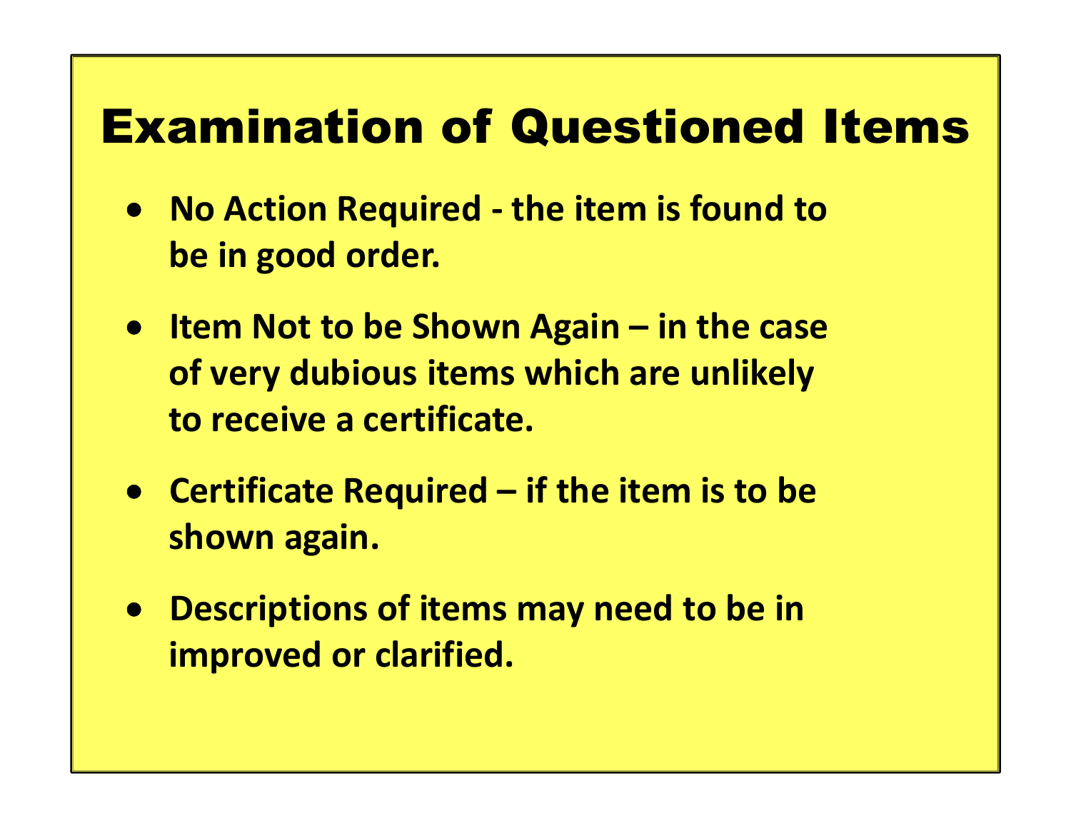# Examination of Questioned Items

- **No Action Required - the item is found to be in good order.**
- **Item Not to be Shown Again – in the case of very dubious items which are unlikely to receive a certificate.**
- **Certificate Required – if the item is to be shown again.**
- **Descriptions of items may need to be in improved or clarified.**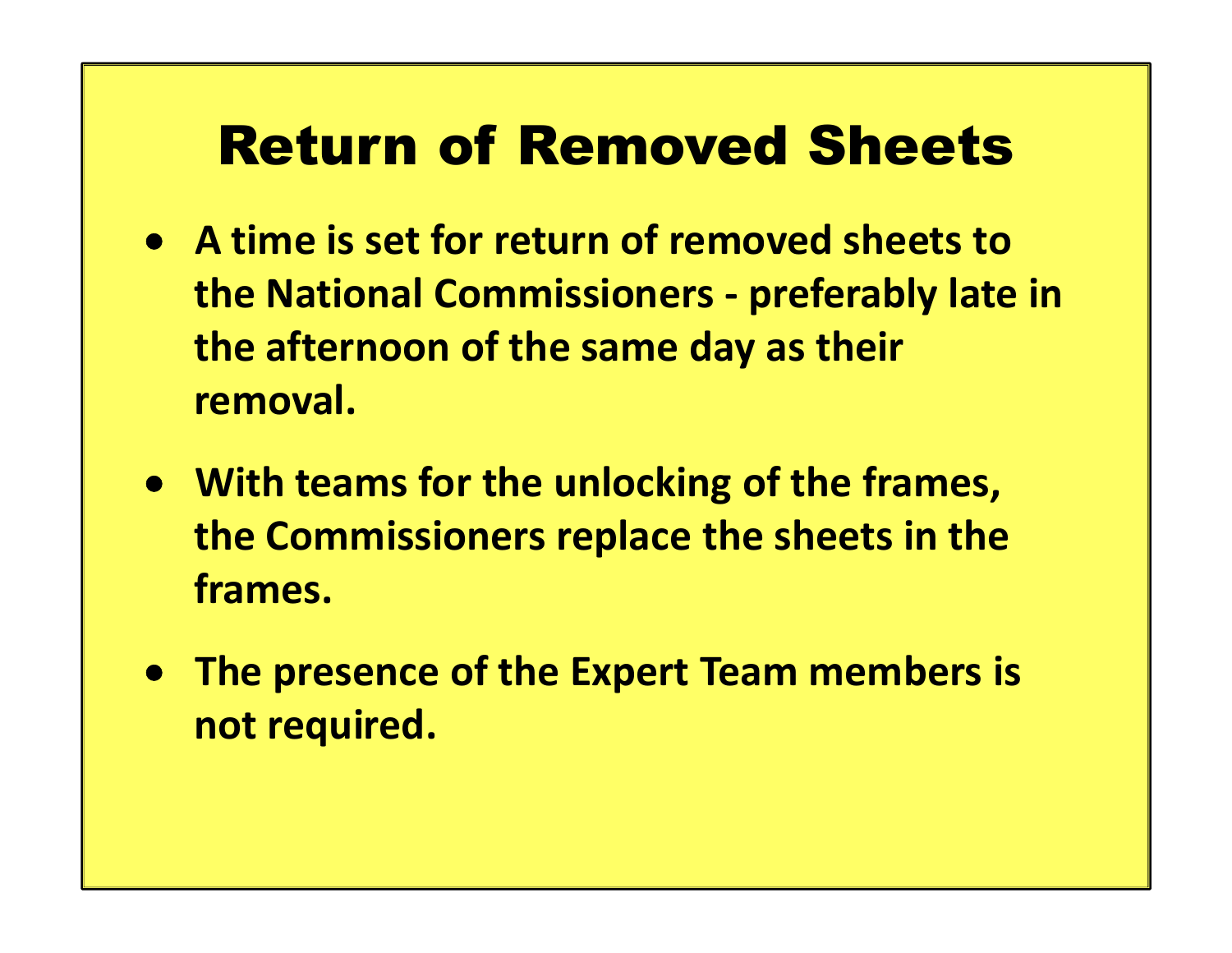# Return of Removed Sheets

- **A time is set for return of removed sheets to the National Commissioners - preferably late in the afternoon of the same day as their removal.**
- **With teams for the unlocking of the frames, the Commissioners replace the sheets in the frames.**
- **The presence of the Expert Team members is not required.**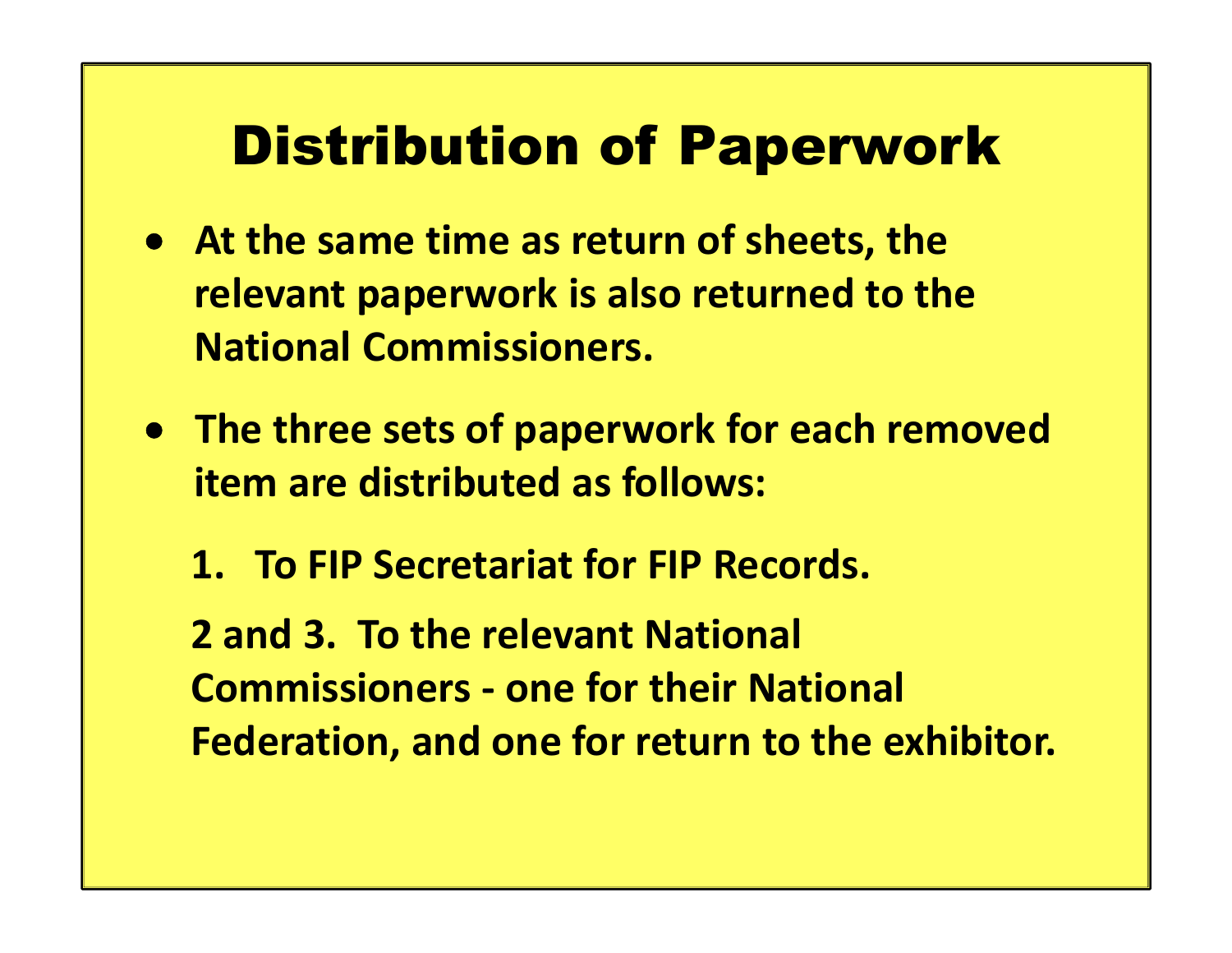# Distribution of Paperwork

- **At the same time as return of sheets, the relevant paperwork is also returned to the National Commissioners.**
- **The three sets of paperwork for each removed item are distributed as follows:**

  **1. To FIP Secretariat for FIP Records.**

  **2 and 3. To the relevant National Commissioners - one for their National Federation, and one for return to the exhibitor.**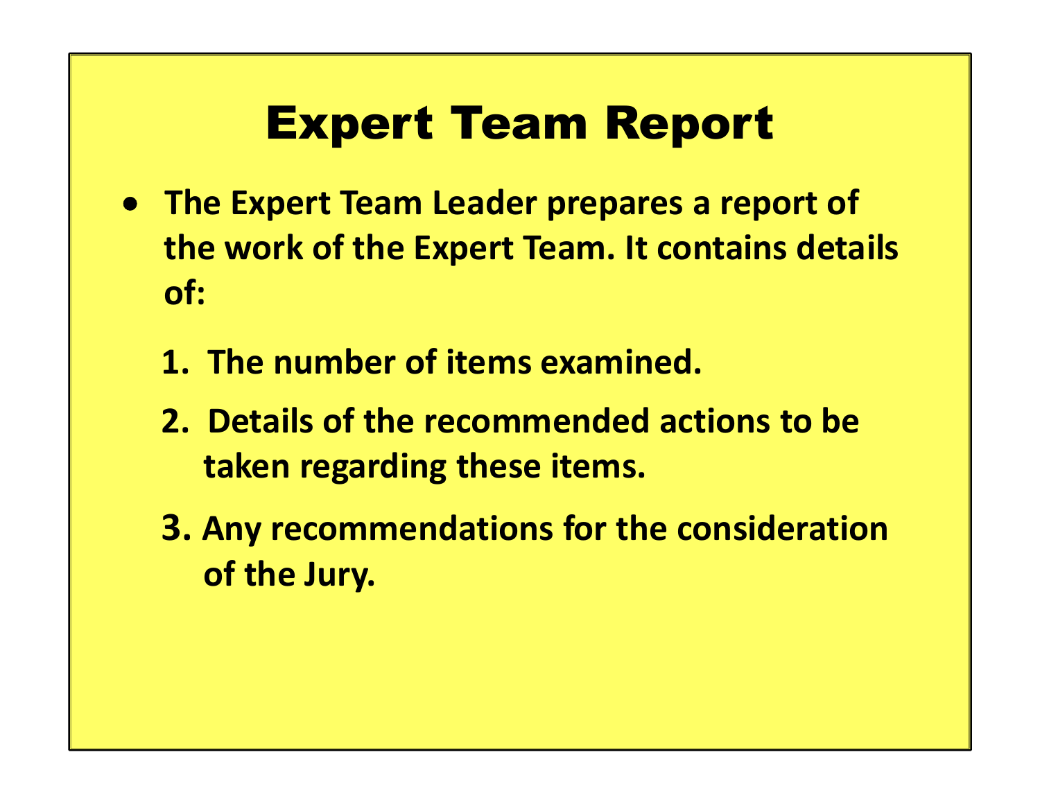# Expert Team Report

- **The Expert Team Leader prepares a report of the work of the Expert Team. It contains details of:**

   1. **The number of items examined.**
   2. **Details of the recommended actions to be taken regarding these items.**
   3. **Any recommendations for the consideration of the Jury.**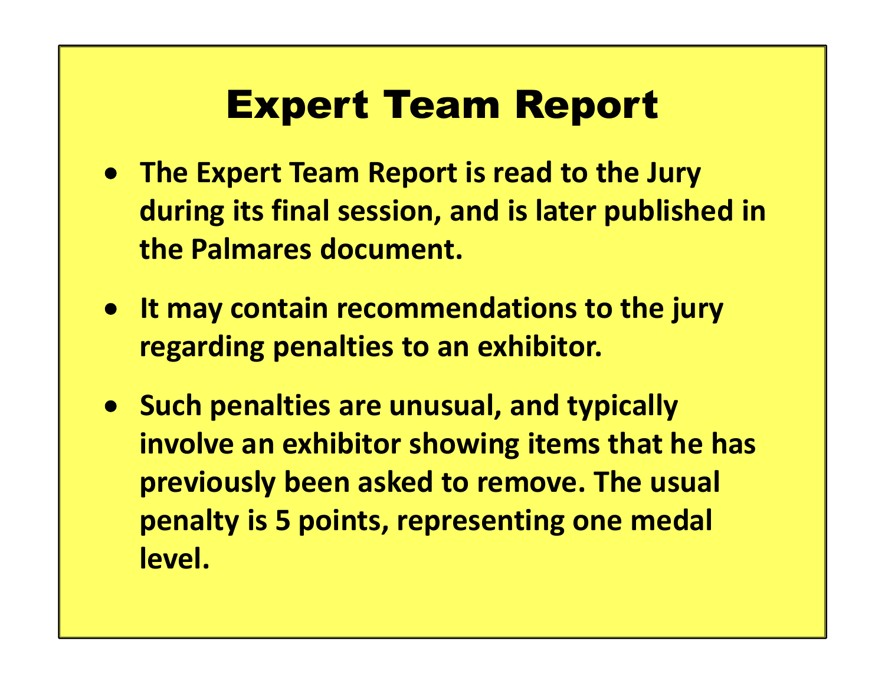# Expert Team Report

- **The Expert Team Report is read to the Jury during its final session, and is later published in the Palmares document.**
- **It may contain recommendations to the jury regarding penalties to an exhibitor.**
- **Such penalties are unusual, and typically involve an exhibitor showing items that he has previously been asked to remove. The usual penalty is 5 points, representing one medal level.**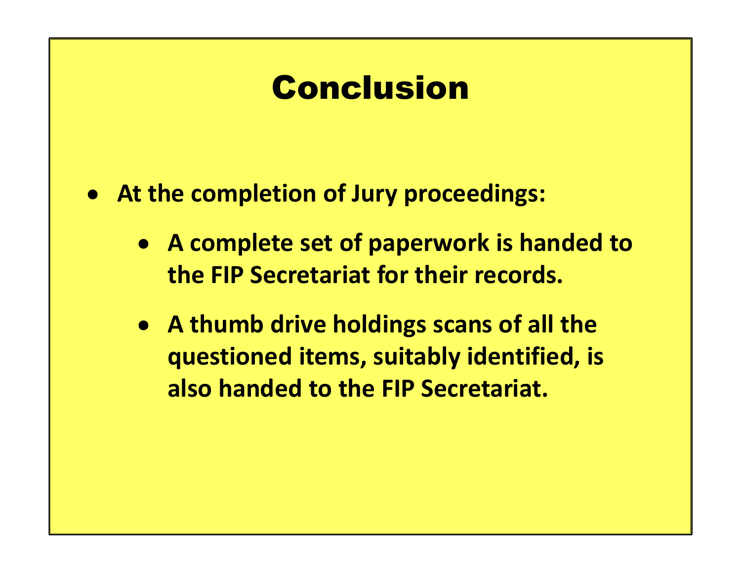# Conclusion

- **At the completion of Jury proceedings:**
  - **A complete set of paperwork is handed to the FIP Secretariat for their records.**
  - **A thumb drive holdings scans of all the questioned items, suitably identified, is also handed to the FIP Secretariat.**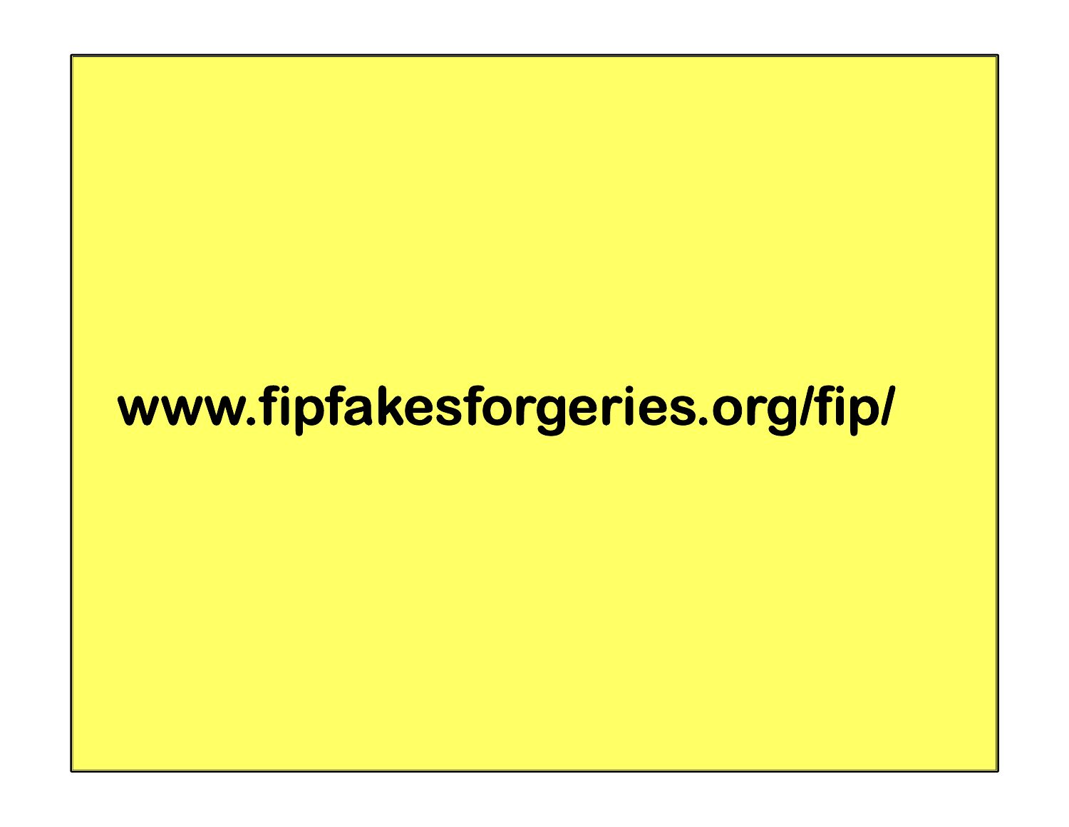**www.fipfakesforgeries.org/fip/**